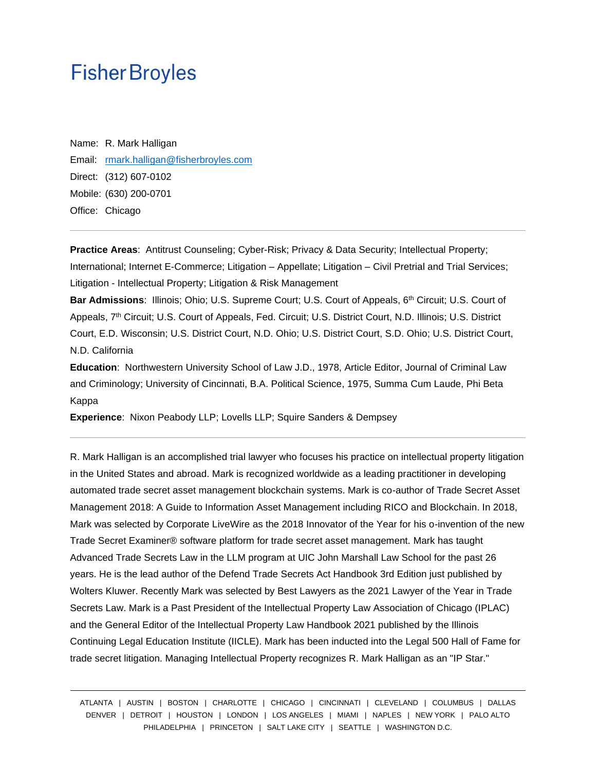# FisherBroyles

Name: R. Mark Halligan

Email: rmark.halligan@fisherbroyles.com

Direct: (312) 607-0102

Mobile: (630) 200-0701

Office: Chicago

---

**Practice Areas**: Antitrust Counseling; Cyber-Risk; Privacy & Data Security; Intellectual Property; International; Internet E-Commerce; Litigation – Appellate; Litigation – Civil Pretrial and Trial Services; Litigation - Intellectual Property; Litigation & Risk Management

**Bar Admissions**: Illinois; Ohio; U.S. Supreme Court; U.S. Court of Appeals, 6th Circuit; U.S. Court of Appeals, 7th Circuit; U.S. Court of Appeals, Fed. Circuit; U.S. District Court, N.D. Illinois; U.S. District Court, E.D. Wisconsin; U.S. District Court, N.D. Ohio; U.S. District Court, S.D. Ohio; U.S. District Court, N.D. California

**Education**: Northwestern University School of Law J.D., 1978, Article Editor, Journal of Criminal Law and Criminology; University of Cincinnati, B.A. Political Science, 1975, Summa Cum Laude, Phi Beta Kappa

**Experience**: Nixon Peabody LLP; Lovells LLP; Squire Sanders & Dempsey

---

R. Mark Halligan is an accomplished trial lawyer who focuses his practice on intellectual property litigation in the United States and abroad. Mark is recognized worldwide as a leading practitioner in developing automated trade secret asset management blockchain systems. Mark is co-author of Trade Secret Asset Management 2018: A Guide to Information Asset Management including RICO and Blockchain. In 2018, Mark was selected by Corporate LiveWire as the 2018 Innovator of the Year for his o-invention of the new Trade Secret Examiner® software platform for trade secret asset management. Mark has taught Advanced Trade Secrets Law in the LLM program at UIC John Marshall Law School for the past 26 years. He is the lead author of the Defend Trade Secrets Act Handbook 3rd Edition just published by Wolters Kluwer. Recently Mark was selected by Best Lawyers as the 2021 Lawyer of the Year in Trade Secrets Law. Mark is a Past President of the Intellectual Property Law Association of Chicago (IPLAC) and the General Editor of the Intellectual Property Law Handbook 2021 published by the Illinois Continuing Legal Education Institute (IICLE). Mark has been inducted into the Legal 500 Hall of Fame for trade secret litigation. Managing Intellectual Property recognizes R. Mark Halligan as an "IP Star."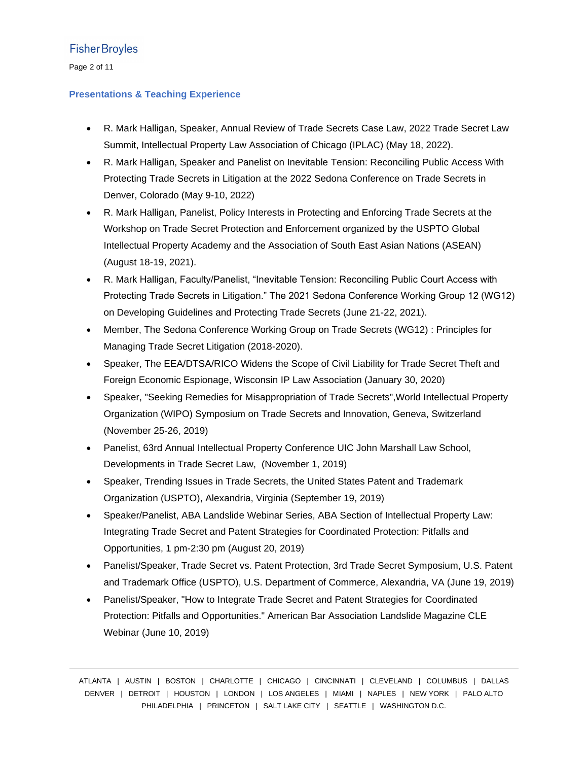## Presentations & Teaching Experience

- R. Mark Halligan, Speaker, Annual Review of Trade Secrets Case Law, 2022 Trade Secret Law Summit, Intellectual Property Law Association of Chicago (IPLAC) (May 18, 2022).
- R. Mark Halligan, Speaker and Panelist on Inevitable Tension: Reconciling Public Access With Protecting Trade Secrets in Litigation at the 2022 Sedona Conference on Trade Secrets in Denver, Colorado (May 9-10, 2022)
- R. Mark Halligan, Panelist, Policy Interests in Protecting and Enforcing Trade Secrets at the Workshop on Trade Secret Protection and Enforcement organized by the USPTO Global Intellectual Property Academy and the Association of South East Asian Nations (ASEAN) (August 18-19, 2021).
- R. Mark Halligan, Faculty/Panelist, "Inevitable Tension: Reconciling Public Court Access with Protecting Trade Secrets in Litigation." The 2021 Sedona Conference Working Group 12 (WG12) on Developing Guidelines and Protecting Trade Secrets (June 21-22, 2021).
- Member, The Sedona Conference Working Group on Trade Secrets (WG12) : Principles for Managing Trade Secret Litigation (2018-2020).
- Speaker, The EEA/DTSA/RICO Widens the Scope of Civil Liability for Trade Secret Theft and Foreign Economic Espionage, Wisconsin IP Law Association (January 30, 2020)
- Speaker, "Seeking Remedies for Misappropriation of Trade Secrets",World Intellectual Property Organization (WIPO) Symposium on Trade Secrets and Innovation, Geneva, Switzerland (November 25-26, 2019)
- Panelist, 63rd Annual Intellectual Property Conference UIC John Marshall Law School, Developments in Trade Secret Law, (November 1, 2019)
- Speaker, Trending Issues in Trade Secrets, the United States Patent and Trademark Organization (USPTO), Alexandria, Virginia (September 19, 2019)
- Speaker/Panelist, ABA Landslide Webinar Series, ABA Section of Intellectual Property Law: Integrating Trade Secret and Patent Strategies for Coordinated Protection: Pitfalls and Opportunities, 1 pm-2:30 pm (August 20, 2019)
- Panelist/Speaker, Trade Secret vs. Patent Protection, 3rd Trade Secret Symposium, U.S. Patent and Trademark Office (USPTO), U.S. Department of Commerce, Alexandria, VA (June 19, 2019)
- Panelist/Speaker, "How to Integrate Trade Secret and Patent Strategies for Coordinated Protection: Pitfalls and Opportunities." American Bar Association Landslide Magazine CLE Webinar (June 10, 2019)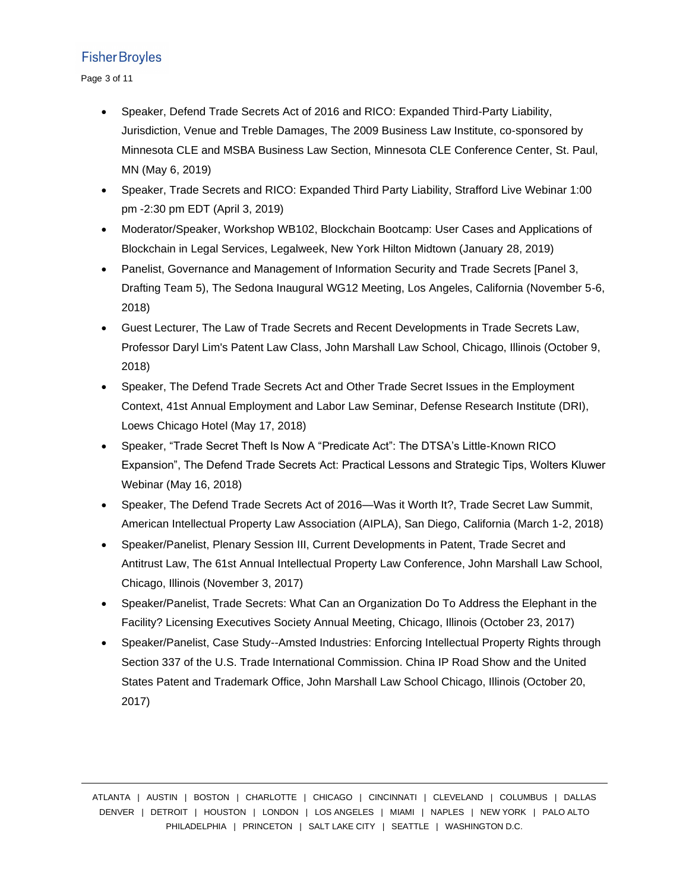- Speaker, Defend Trade Secrets Act of 2016 and RICO: Expanded Third-Party Liability, Jurisdiction, Venue and Treble Damages, The 2009 Business Law Institute, co-sponsored by Minnesota CLE and MSBA Business Law Section, Minnesota CLE Conference Center, St. Paul, MN (May 6, 2019)
- Speaker, Trade Secrets and RICO: Expanded Third Party Liability, Strafford Live Webinar 1:00 pm -2:30 pm EDT (April 3, 2019)
- Moderator/Speaker, Workshop WB102, Blockchain Bootcamp: User Cases and Applications of Blockchain in Legal Services, Legalweek, New York Hilton Midtown (January 28, 2019)
- Panelist, Governance and Management of Information Security and Trade Secrets [Panel 3, Drafting Team 5), The Sedona Inaugural WG12 Meeting, Los Angeles, California (November 5-6, 2018)
- Guest Lecturer, The Law of Trade Secrets and Recent Developments in Trade Secrets Law, Professor Daryl Lim's Patent Law Class, John Marshall Law School, Chicago, Illinois (October 9, 2018)
- Speaker, The Defend Trade Secrets Act and Other Trade Secret Issues in the Employment Context, 41st Annual Employment and Labor Law Seminar, Defense Research Institute (DRI), Loews Chicago Hotel (May 17, 2018)
- Speaker, "Trade Secret Theft Is Now A "Predicate Act": The DTSA's Little-Known RICO Expansion", The Defend Trade Secrets Act: Practical Lessons and Strategic Tips, Wolters Kluwer Webinar (May 16, 2018)
- Speaker, The Defend Trade Secrets Act of 2016—Was it Worth It?, Trade Secret Law Summit, American Intellectual Property Law Association (AIPLA), San Diego, California (March 1-2, 2018)
- Speaker/Panelist, Plenary Session III, Current Developments in Patent, Trade Secret and Antitrust Law, The 61st Annual Intellectual Property Law Conference, John Marshall Law School, Chicago, Illinois (November 3, 2017)
- Speaker/Panelist, Trade Secrets: What Can an Organization Do To Address the Elephant in the Facility? Licensing Executives Society Annual Meeting, Chicago, Illinois (October 23, 2017)
- Speaker/Panelist, Case Study--Amsted Industries: Enforcing Intellectual Property Rights through Section 337 of the U.S. Trade International Commission. China IP Road Show and the United States Patent and Trademark Office, John Marshall Law School Chicago, Illinois (October 20, 2017)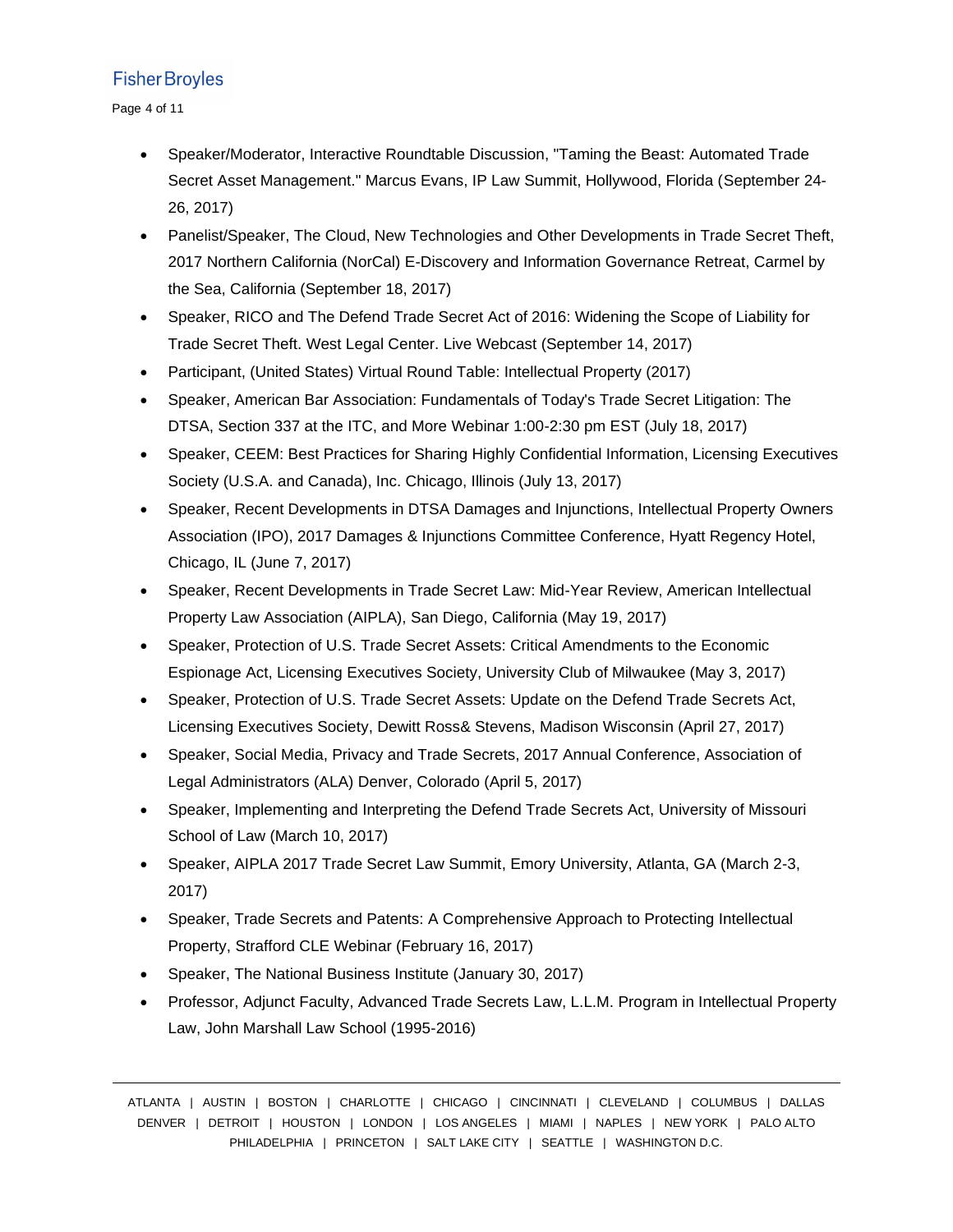- Speaker/Moderator, Interactive Roundtable Discussion, "Taming the Beast: Automated Trade Secret Asset Management." Marcus Evans, IP Law Summit, Hollywood, Florida (September 24-26, 2017)
- Panelist/Speaker, The Cloud, New Technologies and Other Developments in Trade Secret Theft, 2017 Northern California (NorCal) E-Discovery and Information Governance Retreat, Carmel by the Sea, California (September 18, 2017)
- Speaker, RICO and The Defend Trade Secret Act of 2016: Widening the Scope of Liability for Trade Secret Theft. West Legal Center. Live Webcast (September 14, 2017)
- Participant, (United States) Virtual Round Table: Intellectual Property (2017)
- Speaker, American Bar Association: Fundamentals of Today's Trade Secret Litigation: The DTSA, Section 337 at the ITC, and More Webinar 1:00-2:30 pm EST (July 18, 2017)
- Speaker, CEEM: Best Practices for Sharing Highly Confidential Information, Licensing Executives Society (U.S.A. and Canada), Inc. Chicago, Illinois (July 13, 2017)
- Speaker, Recent Developments in DTSA Damages and Injunctions, Intellectual Property Owners Association (IPO), 2017 Damages & Injunctions Committee Conference, Hyatt Regency Hotel, Chicago, IL (June 7, 2017)
- Speaker, Recent Developments in Trade Secret Law: Mid-Year Review, American Intellectual Property Law Association (AIPLA), San Diego, California (May 19, 2017)
- Speaker, Protection of U.S. Trade Secret Assets: Critical Amendments to the Economic Espionage Act, Licensing Executives Society, University Club of Milwaukee (May 3, 2017)
- Speaker, Protection of U.S. Trade Secret Assets: Update on the Defend Trade Secrets Act, Licensing Executives Society, Dewitt Ross& Stevens, Madison Wisconsin (April 27, 2017)
- Speaker, Social Media, Privacy and Trade Secrets, 2017 Annual Conference, Association of Legal Administrators (ALA) Denver, Colorado (April 5, 2017)
- Speaker, Implementing and Interpreting the Defend Trade Secrets Act, University of Missouri School of Law (March 10, 2017)
- Speaker, AIPLA 2017 Trade Secret Law Summit, Emory University, Atlanta, GA (March 2-3, 2017)
- Speaker, Trade Secrets and Patents: A Comprehensive Approach to Protecting Intellectual Property, Strafford CLE Webinar (February 16, 2017)
- Speaker, The National Business Institute (January 30, 2017)
- Professor, Adjunct Faculty, Advanced Trade Secrets Law, L.L.M. Program in Intellectual Property Law, John Marshall Law School (1995-2016)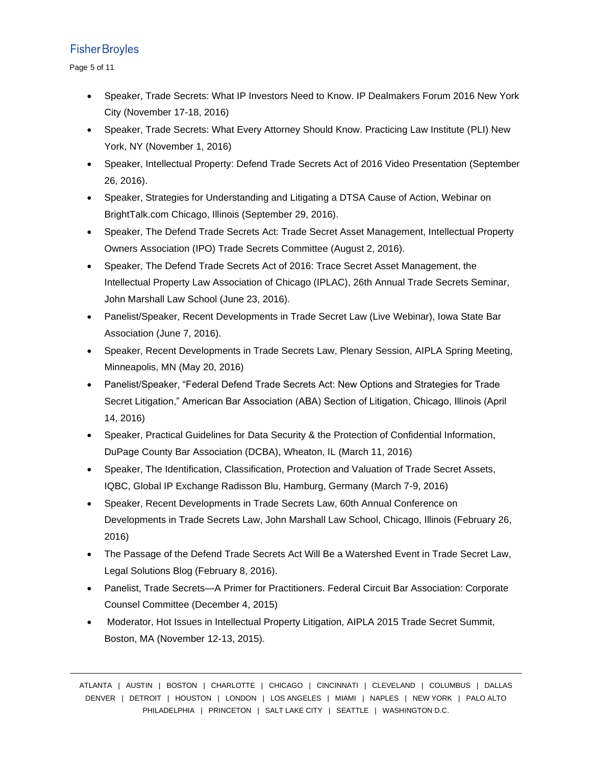- Speaker, Trade Secrets: What IP Investors Need to Know. IP Dealmakers Forum 2016 New York City (November 17-18, 2016)
- Speaker, Trade Secrets: What Every Attorney Should Know. Practicing Law Institute (PLI) New York, NY (November 1, 2016)
- Speaker, Intellectual Property: Defend Trade Secrets Act of 2016 Video Presentation (September 26, 2016).
- Speaker, Strategies for Understanding and Litigating a DTSA Cause of Action, Webinar on BrightTalk.com Chicago, Illinois (September 29, 2016).
- Speaker, The Defend Trade Secrets Act: Trade Secret Asset Management, Intellectual Property Owners Association (IPO) Trade Secrets Committee (August 2, 2016).
- Speaker, The Defend Trade Secrets Act of 2016: Trace Secret Asset Management, the Intellectual Property Law Association of Chicago (IPLAC), 26th Annual Trade Secrets Seminar, John Marshall Law School (June 23, 2016).
- Panelist/Speaker, Recent Developments in Trade Secret Law (Live Webinar), Iowa State Bar Association (June 7, 2016).
- Speaker, Recent Developments in Trade Secrets Law, Plenary Session, AIPLA Spring Meeting, Minneapolis, MN (May 20, 2016)
- Panelist/Speaker, "Federal Defend Trade Secrets Act: New Options and Strategies for Trade Secret Litigation," American Bar Association (ABA) Section of Litigation, Chicago, Illinois (April 14, 2016)
- Speaker, Practical Guidelines for Data Security & the Protection of Confidential Information, DuPage County Bar Association (DCBA), Wheaton, IL (March 11, 2016)
- Speaker, The Identification, Classification, Protection and Valuation of Trade Secret Assets, IQBC, Global IP Exchange Radisson Blu, Hamburg, Germany (March 7-9, 2016)
- Speaker, Recent Developments in Trade Secrets Law, 60th Annual Conference on Developments in Trade Secrets Law, John Marshall Law School, Chicago, Illinois (February 26, 2016)
- The Passage of the Defend Trade Secrets Act Will Be a Watershed Event in Trade Secret Law, Legal Solutions Blog (February 8, 2016).
- Panelist, Trade Secrets—A Primer for Practitioners. Federal Circuit Bar Association: Corporate Counsel Committee (December 4, 2015)
- Moderator, Hot Issues in Intellectual Property Litigation, AIPLA 2015 Trade Secret Summit, Boston, MA (November 12-13, 2015).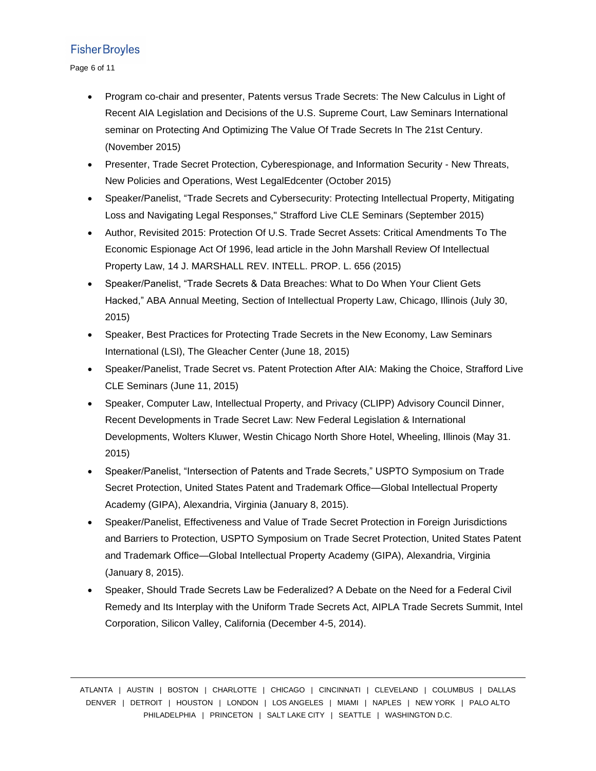- Program co-chair and presenter, Patents versus Trade Secrets: The New Calculus in Light of Recent AIA Legislation and Decisions of the U.S. Supreme Court, Law Seminars International seminar on Protecting And Optimizing The Value Of Trade Secrets In The 21st Century. (November 2015)
- Presenter, Trade Secret Protection, Cyberespionage, and Information Security - New Threats, New Policies and Operations, West LegalEdcenter (October 2015)
- Speaker/Panelist, "Trade Secrets and Cybersecurity: Protecting Intellectual Property, Mitigating Loss and Navigating Legal Responses," Strafford Live CLE Seminars (September 2015)
- Author, Revisited 2015: Protection Of U.S. Trade Secret Assets: Critical Amendments To The Economic Espionage Act Of 1996, lead article in the John Marshall Review Of Intellectual Property Law, 14 J. MARSHALL REV. INTELL. PROP. L. 656 (2015)
- Speaker/Panelist, "Trade Secrets & Data Breaches: What to Do When Your Client Gets Hacked," ABA Annual Meeting, Section of Intellectual Property Law, Chicago, Illinois (July 30, 2015)
- Speaker, Best Practices for Protecting Trade Secrets in the New Economy, Law Seminars International (LSI), The Gleacher Center (June 18, 2015)
- Speaker/Panelist, Trade Secret vs. Patent Protection After AIA: Making the Choice, Strafford Live CLE Seminars (June 11, 2015)
- Speaker, Computer Law, Intellectual Property, and Privacy (CLIPP) Advisory Council Dinner, Recent Developments in Trade Secret Law: New Federal Legislation & International Developments, Wolters Kluwer, Westin Chicago North Shore Hotel, Wheeling, Illinois (May 31. 2015)
- Speaker/Panelist, "Intersection of Patents and Trade Secrets," USPTO Symposium on Trade Secret Protection, United States Patent and Trademark Office—Global Intellectual Property Academy (GIPA), Alexandria, Virginia (January 8, 2015).
- Speaker/Panelist, Effectiveness and Value of Trade Secret Protection in Foreign Jurisdictions and Barriers to Protection, USPTO Symposium on Trade Secret Protection, United States Patent and Trademark Office—Global Intellectual Property Academy (GIPA), Alexandria, Virginia (January 8, 2015).
- Speaker, Should Trade Secrets Law be Federalized? A Debate on the Need for a Federal Civil Remedy and Its Interplay with the Uniform Trade Secrets Act, AIPLA Trade Secrets Summit, Intel Corporation, Silicon Valley, California (December 4-5, 2014).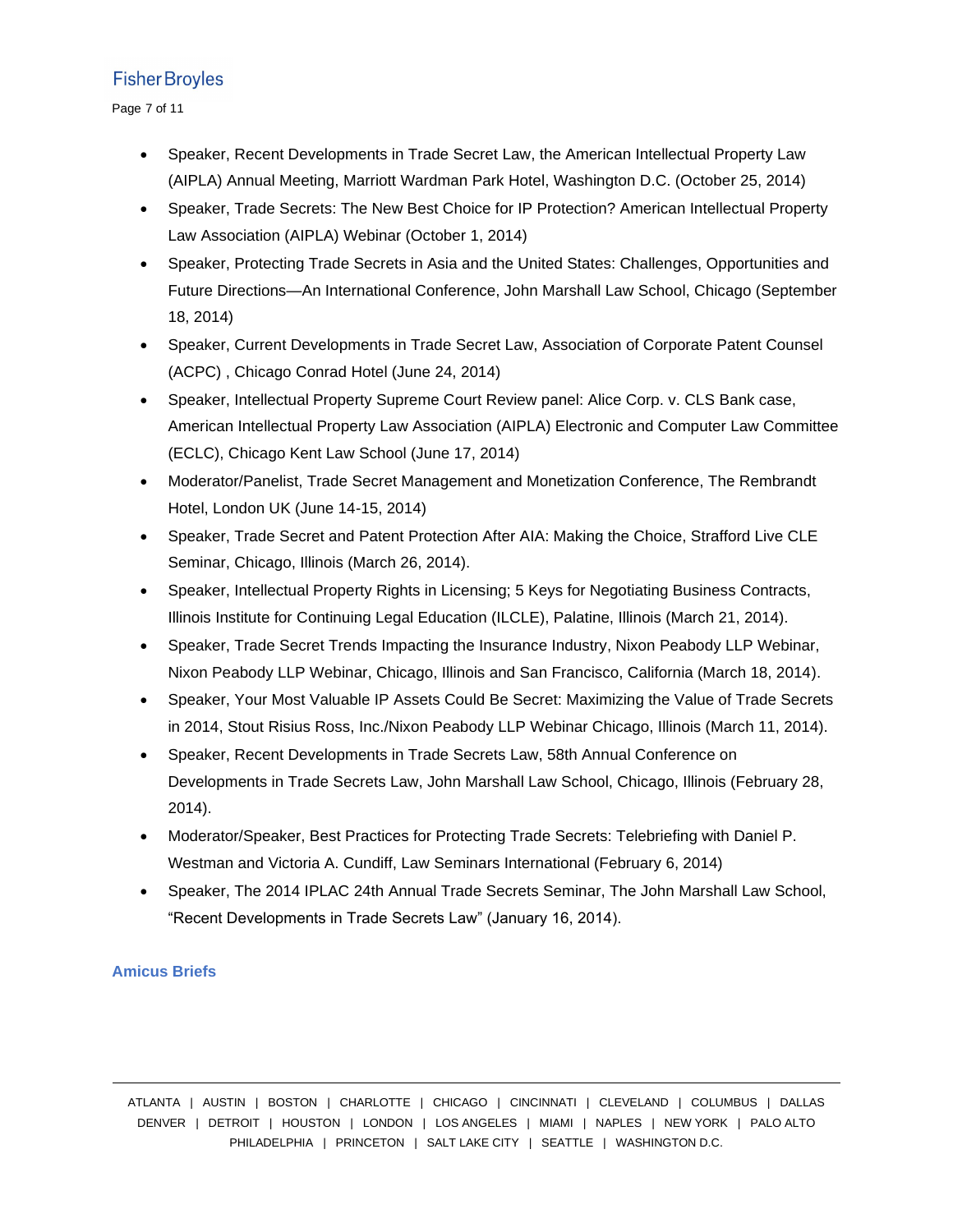- Speaker, Recent Developments in Trade Secret Law, the American Intellectual Property Law (AIPLA) Annual Meeting, Marriott Wardman Park Hotel, Washington D.C. (October 25, 2014)
- Speaker, Trade Secrets: The New Best Choice for IP Protection? American Intellectual Property Law Association (AIPLA) Webinar (October 1, 2014)
- Speaker, Protecting Trade Secrets in Asia and the United States: Challenges, Opportunities and Future Directions—An International Conference, John Marshall Law School, Chicago (September 18, 2014)
- Speaker, Current Developments in Trade Secret Law, Association of Corporate Patent Counsel (ACPC) , Chicago Conrad Hotel (June 24, 2014)
- Speaker, Intellectual Property Supreme Court Review panel: Alice Corp. v. CLS Bank case, American Intellectual Property Law Association (AIPLA) Electronic and Computer Law Committee (ECLC), Chicago Kent Law School (June 17, 2014)
- Moderator/Panelist, Trade Secret Management and Monetization Conference, The Rembrandt Hotel, London UK (June 14-15, 2014)
- Speaker, Trade Secret and Patent Protection After AIA: Making the Choice, Strafford Live CLE Seminar, Chicago, Illinois (March 26, 2014).
- Speaker, Intellectual Property Rights in Licensing; 5 Keys for Negotiating Business Contracts, Illinois Institute for Continuing Legal Education (ILCLE), Palatine, Illinois (March 21, 2014).
- Speaker, Trade Secret Trends Impacting the Insurance Industry, Nixon Peabody LLP Webinar, Nixon Peabody LLP Webinar, Chicago, Illinois and San Francisco, California (March 18, 2014).
- Speaker, Your Most Valuable IP Assets Could Be Secret: Maximizing the Value of Trade Secrets in 2014, Stout Risius Ross, Inc./Nixon Peabody LLP Webinar Chicago, Illinois (March 11, 2014).
- Speaker, Recent Developments in Trade Secrets Law, 58th Annual Conference on Developments in Trade Secrets Law, John Marshall Law School, Chicago, Illinois (February 28, 2014).
- Moderator/Speaker, Best Practices for Protecting Trade Secrets: Telebriefing with Daniel P. Westman and Victoria A. Cundiff, Law Seminars International (February 6, 2014)
- Speaker, The 2014 IPLAC 24th Annual Trade Secrets Seminar, The John Marshall Law School, "Recent Developments in Trade Secrets Law" (January 16, 2014).

## Amicus Briefs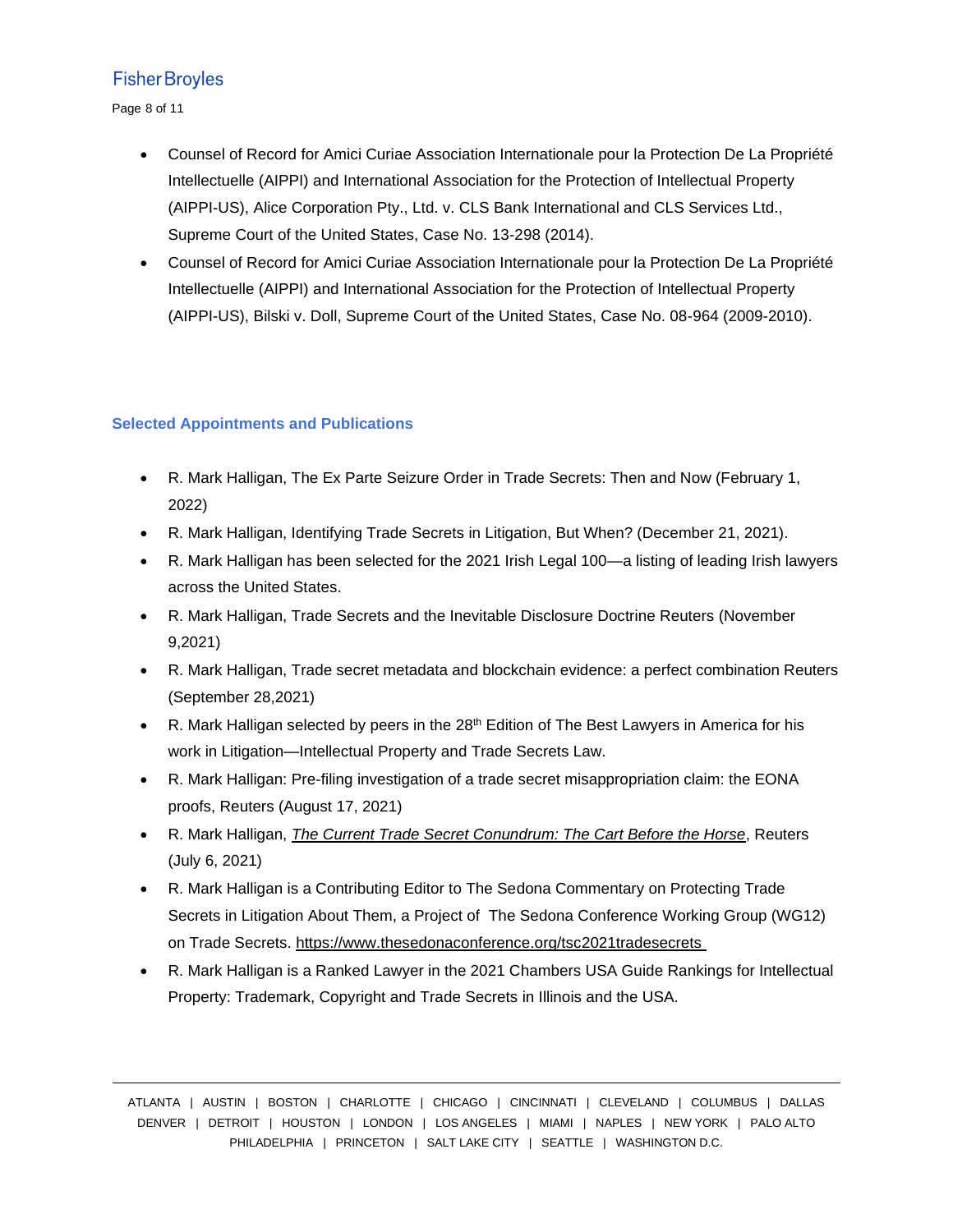- Counsel of Record for Amici Curiae Association Internationale pour la Protection De La Propriété Intellectuelle (AIPPI) and International Association for the Protection of Intellectual Property (AIPPI-US), Alice Corporation Pty., Ltd. v. CLS Bank International and CLS Services Ltd., Supreme Court of the United States, Case No. 13-298 (2014).
- Counsel of Record for Amici Curiae Association Internationale pour la Protection De La Propriété Intellectuelle (AIPPI) and International Association for the Protection of Intellectual Property (AIPPI-US), Bilski v. Doll, Supreme Court of the United States, Case No. 08-964 (2009-2010).

## Selected Appointments and Publications

- R. Mark Halligan, The Ex Parte Seizure Order in Trade Secrets: Then and Now (February 1, 2022)
- R. Mark Halligan, Identifying Trade Secrets in Litigation, But When? (December 21, 2021).
- R. Mark Halligan has been selected for the 2021 Irish Legal 100—a listing of leading Irish lawyers across the United States.
- R. Mark Halligan, Trade Secrets and the Inevitable Disclosure Doctrine Reuters (November 9,2021)
- R. Mark Halligan, Trade secret metadata and blockchain evidence: a perfect combination Reuters (September 28,2021)
- R. Mark Halligan selected by peers in the 28th Edition of The Best Lawyers in America for his work in Litigation—Intellectual Property and Trade Secrets Law.
- R. Mark Halligan: Pre-filing investigation of a trade secret misappropriation claim: the EONA proofs, Reuters (August 17, 2021)
- R. Mark Halligan, *The Current Trade Secret Conundrum: The Cart Before the Horse*, Reuters (July 6, 2021)
- R. Mark Halligan is a Contributing Editor to The Sedona Commentary on Protecting Trade Secrets in Litigation About Them, a Project of The Sedona Conference Working Group (WG12) on Trade Secrets. https://www.thesedonaconference.org/tsc2021tradesecrets
- R. Mark Halligan is a Ranked Lawyer in the 2021 Chambers USA Guide Rankings for Intellectual Property: Trademark, Copyright and Trade Secrets in Illinois and the USA.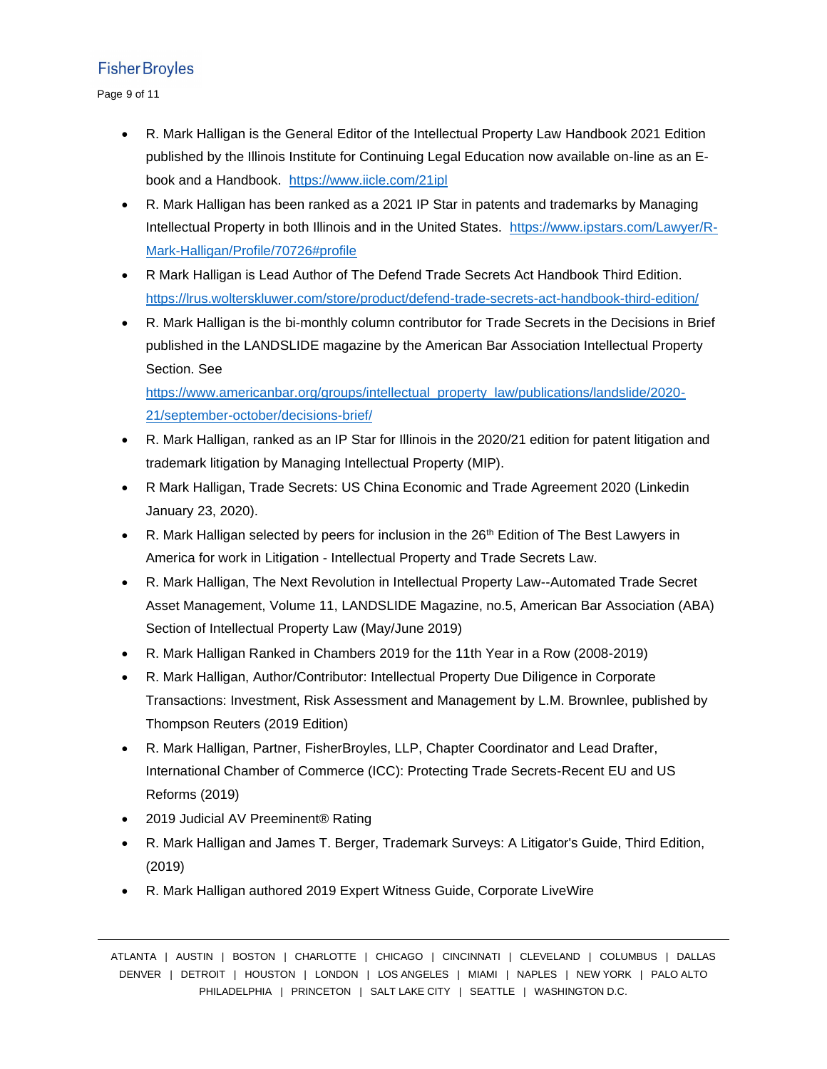- R. Mark Halligan is the General Editor of the Intellectual Property Law Handbook 2021 Edition published by the Illinois Institute for Continuing Legal Education now available on-line as an E-book and a Handbook. https://www.iicle.com/21ipl
- R. Mark Halligan has been ranked as a 2021 IP Star in patents and trademarks by Managing Intellectual Property in both Illinois and in the United States. https://www.ipstars.com/Lawyer/R-Mark-Halligan/Profile/70726#profile
- R Mark Halligan is Lead Author of The Defend Trade Secrets Act Handbook Third Edition. https://lrus.wolterskluwer.com/store/product/defend-trade-secrets-act-handbook-third-edition/
- R. Mark Halligan is the bi-monthly column contributor for Trade Secrets in the Decisions in Brief published in the LANDSLIDE magazine by the American Bar Association Intellectual Property Section. See https://www.americanbar.org/groups/intellectual_property_law/publications/landslide/2020-21/september-october/decisions-brief/
- R. Mark Halligan, ranked as an IP Star for Illinois in the 2020/21 edition for patent litigation and trademark litigation by Managing Intellectual Property (MIP).
- R Mark Halligan, Trade Secrets: US China Economic and Trade Agreement 2020 (Linkedin January 23, 2020).
- R. Mark Halligan selected by peers for inclusion in the 26th Edition of The Best Lawyers in America for work in Litigation - Intellectual Property and Trade Secrets Law.
- R. Mark Halligan, The Next Revolution in Intellectual Property Law--Automated Trade Secret Asset Management, Volume 11, LANDSLIDE Magazine, no.5, American Bar Association (ABA) Section of Intellectual Property Law (May/June 2019)
- R. Mark Halligan Ranked in Chambers 2019 for the 11th Year in a Row (2008-2019)
- R. Mark Halligan, Author/Contributor: Intellectual Property Due Diligence in Corporate Transactions: Investment, Risk Assessment and Management by L.M. Brownlee, published by Thompson Reuters (2019 Edition)
- R. Mark Halligan, Partner, FisherBroyles, LLP, Chapter Coordinator and Lead Drafter, International Chamber of Commerce (ICC): Protecting Trade Secrets-Recent EU and US Reforms (2019)
- 2019 Judicial AV Preeminent® Rating
- R. Mark Halligan and James T. Berger, Trademark Surveys: A Litigator's Guide, Third Edition, (2019)
- R. Mark Halligan authored 2019 Expert Witness Guide, Corporate LiveWire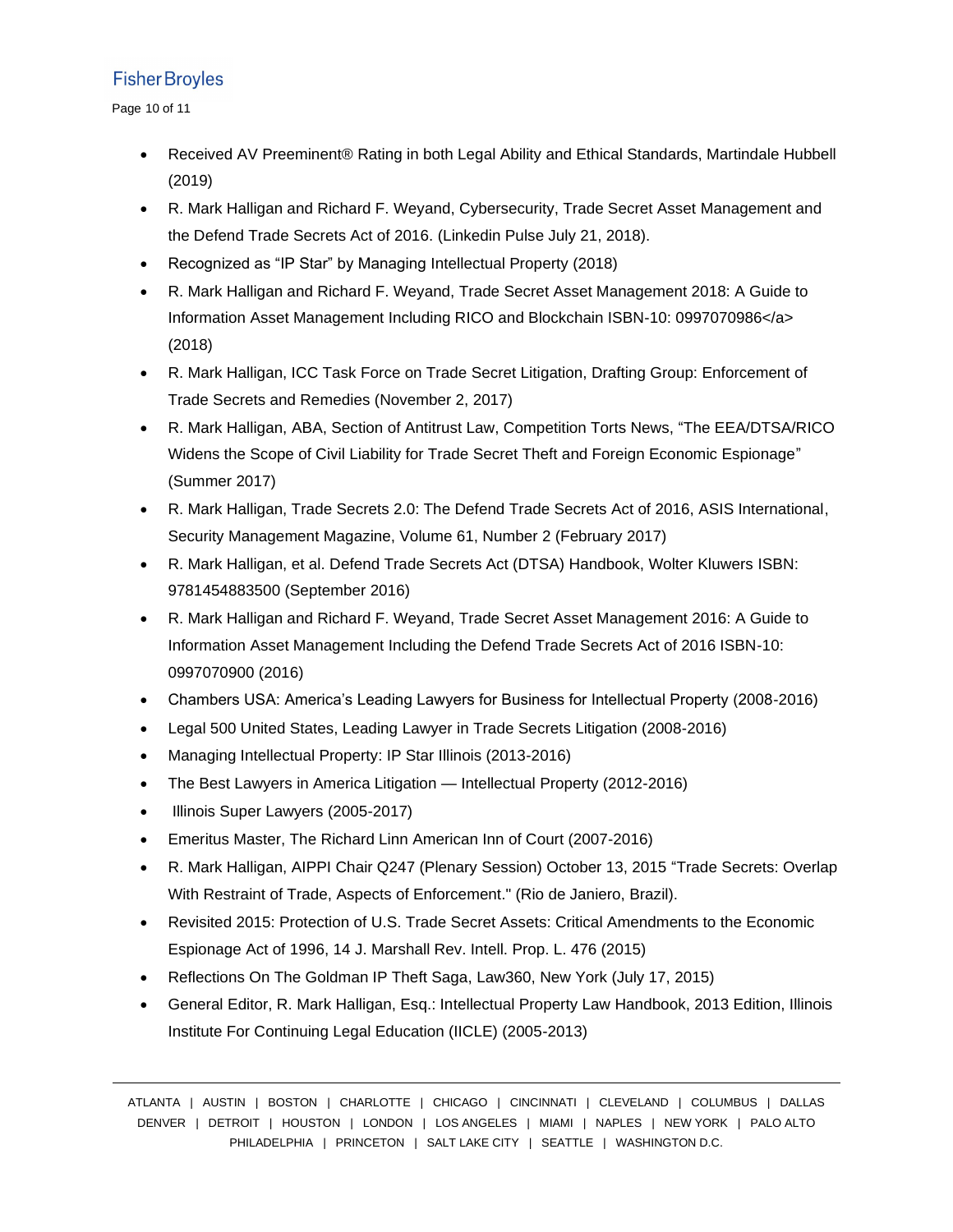- Received AV Preeminent® Rating in both Legal Ability and Ethical Standards, Martindale Hubbell (2019)
- R. Mark Halligan and Richard F. Weyand, Cybersecurity, Trade Secret Asset Management and the Defend Trade Secrets Act of 2016. (Linkedin Pulse July 21, 2018).
- Recognized as "IP Star" by Managing Intellectual Property (2018)
- R. Mark Halligan and Richard F. Weyand, Trade Secret Asset Management 2018: A Guide to Information Asset Management Including RICO and Blockchain ISBN-10: 0997070986</a> (2018)
- R. Mark Halligan, ICC Task Force on Trade Secret Litigation, Drafting Group: Enforcement of Trade Secrets and Remedies (November 2, 2017)
- R. Mark Halligan, ABA, Section of Antitrust Law, Competition Torts News, "The EEA/DTSA/RICO Widens the Scope of Civil Liability for Trade Secret Theft and Foreign Economic Espionage" (Summer 2017)
- R. Mark Halligan, Trade Secrets 2.0: The Defend Trade Secrets Act of 2016, ASIS International, Security Management Magazine, Volume 61, Number 2 (February 2017)
- R. Mark Halligan, et al. Defend Trade Secrets Act (DTSA) Handbook, Wolter Kluwers ISBN: 9781454883500 (September 2016)
- R. Mark Halligan and Richard F. Weyand, Trade Secret Asset Management 2016: A Guide to Information Asset Management Including the Defend Trade Secrets Act of 2016 ISBN-10: 0997070900 (2016)
- Chambers USA: America's Leading Lawyers for Business for Intellectual Property (2008-2016)
- Legal 500 United States, Leading Lawyer in Trade Secrets Litigation (2008-2016)
- Managing Intellectual Property: IP Star Illinois (2013-2016)
- The Best Lawyers in America Litigation — Intellectual Property (2012-2016)
- Illinois Super Lawyers (2005-2017)
- Emeritus Master, The Richard Linn American Inn of Court (2007-2016)
- R. Mark Halligan, AIPPI Chair Q247 (Plenary Session) October 13, 2015 "Trade Secrets: Overlap With Restraint of Trade, Aspects of Enforcement." (Rio de Janiero, Brazil).
- Revisited 2015: Protection of U.S. Trade Secret Assets: Critical Amendments to the Economic Espionage Act of 1996, 14 J. Marshall Rev. Intell. Prop. L. 476 (2015)
- Reflections On The Goldman IP Theft Saga, Law360, New York (July 17, 2015)
- General Editor, R. Mark Halligan, Esq.: Intellectual Property Law Handbook, 2013 Edition, Illinois Institute For Continuing Legal Education (IICLE) (2005-2013)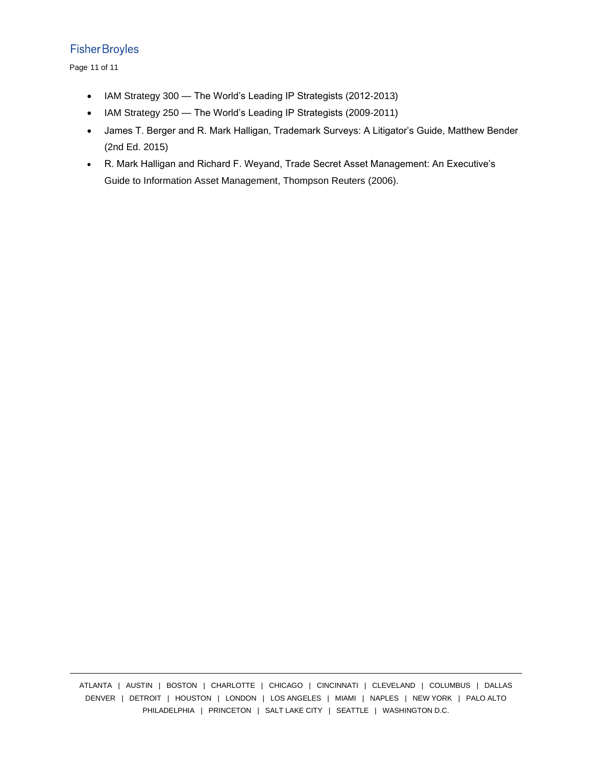- IAM Strategy 300 — The World's Leading IP Strategists (2012-2013)
- IAM Strategy 250 — The World's Leading IP Strategists (2009-2011)
- James T. Berger and R. Mark Halligan, Trademark Surveys: A Litigator's Guide, Matthew Bender (2nd Ed. 2015)
- R. Mark Halligan and Richard F. Weyand, Trade Secret Asset Management: An Executive's Guide to Information Asset Management, Thompson Reuters (2006).